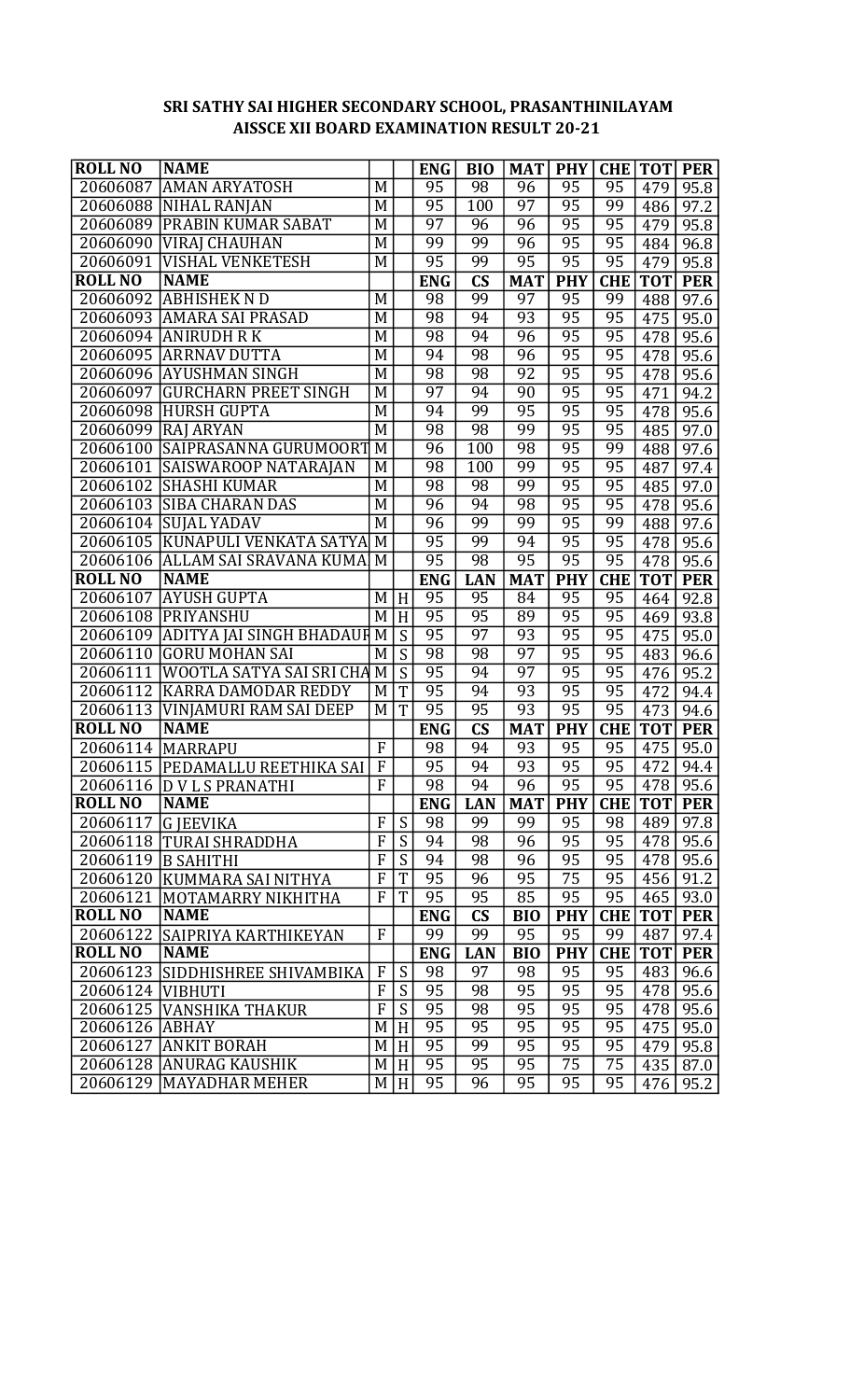**SRI SATHY SAI HIGHER SECONDARY SCHOOL, PRASANTHINILAYAM**
**AISSCE XII BOARD EXAMINATION RESULT 20-21**

| ROLL NO | NAME | | | ENG | BIO | MAT | PHY | CHE | TOT | PER |
|---|---|---|---|---|---|---|---|---|---|---|
| 20606087 | AMAN ARYATOSH | M | | 95 | 98 | 96 | 95 | 95 | 479 | 95.8 |
| 20606088 | NIHAL RANJAN | M | | 95 | 100 | 97 | 95 | 99 | 486 | 97.2 |
| 20606089 | PRABIN KUMAR SABAT | M | | 97 | 96 | 96 | 95 | 95 | 479 | 95.8 |
| 20606090 | VIRAJ CHAUHAN | M | | 99 | 99 | 96 | 95 | 95 | 484 | 96.8 |
| 20606091 | VISHAL VENKETESH | M | | 95 | 99 | 95 | 95 | 95 | 479 | 95.8 |
| **ROLL NO** | **NAME** | | | **ENG** | **CS** | **MAT** | **PHY** | **CHE** | **TOT** | **PER** |
| 20606092 | ABHISHEK N D | M | | 98 | 99 | 97 | 95 | 99 | 488 | 97.6 |
| 20606093 | AMARA SAI PRASAD | M | | 98 | 94 | 93 | 95 | 95 | 475 | 95.0 |
| 20606094 | ANIRUDH R K | M | | 98 | 94 | 96 | 95 | 95 | 478 | 95.6 |
| 20606095 | ARRNAV DUTTA | M | | 94 | 98 | 96 | 95 | 95 | 478 | 95.6 |
| 20606096 | AYUSHMAN SINGH | M | | 98 | 98 | 92 | 95 | 95 | 478 | 95.6 |
| 20606097 | GURCHARN PREET SINGH | M | | 97 | 94 | 90 | 95 | 95 | 471 | 94.2 |
| 20606098 | HURSH GUPTA | M | | 94 | 99 | 95 | 95 | 95 | 478 | 95.6 |
| 20606099 | RAJ ARYAN | M | | 98 | 98 | 99 | 95 | 95 | 485 | 97.0 |
| 20606100 | SAIPRASANNA GURUMOORT | M | | 96 | 100 | 98 | 95 | 99 | 488 | 97.6 |
| 20606101 | SAISWAROOP NATARAJAN | M | | 98 | 100 | 99 | 95 | 95 | 487 | 97.4 |
| 20606102 | SHASHI KUMAR | M | | 98 | 98 | 99 | 95 | 95 | 485 | 97.0 |
| 20606103 | SIBA CHARAN DAS | M | | 96 | 94 | 98 | 95 | 95 | 478 | 95.6 |
| 20606104 | SUJAL YADAV | M | | 96 | 99 | 99 | 95 | 99 | 488 | 97.6 |
| 20606105 | KUNAPULI VENKATA SATYA | M | | 95 | 99 | 94 | 95 | 95 | 478 | 95.6 |
| 20606106 | ALLAM SAI SRAVANA KUMA | M | | 95 | 98 | 95 | 95 | 95 | 478 | 95.6 |
| **ROLL NO** | **NAME** | | | **ENG** | **LAN** | **MAT** | **PHY** | **CHE** | **TOT** | **PER** |
| 20606107 | AYUSH GUPTA | M | H | 95 | 95 | 84 | 95 | 95 | 464 | 92.8 |
| 20606108 | PRIYANSHU | M | H | 95 | 95 | 89 | 95 | 95 | 469 | 93.8 |
| 20606109 | ADITYA JAI SINGH BHADAUR | M | S | 95 | 97 | 93 | 95 | 95 | 475 | 95.0 |
| 20606110 | GORU MOHAN SAI | M | S | 98 | 98 | 97 | 95 | 95 | 483 | 96.6 |
| 20606111 | WOOTLA SATYA SAI SRI CHA | M | S | 95 | 94 | 97 | 95 | 95 | 476 | 95.2 |
| 20606112 | KARRA DAMODAR REDDY | M | T | 95 | 94 | 93 | 95 | 95 | 472 | 94.4 |
| 20606113 | VINJAMURI RAM SAI DEEP | M | T | 95 | 95 | 93 | 95 | 95 | 473 | 94.6 |
| **ROLL NO** | **NAME** | | | **ENG** | **CS** | **MAT** | **PHY** | **CHE** | **TOT** | **PER** |
| 20606114 | MARRAPU | F | | 98 | 94 | 93 | 95 | 95 | 475 | 95.0 |
| 20606115 | PEDAMALLU REETHIKA SAI | F | | 95 | 94 | 93 | 95 | 95 | 472 | 94.4 |
| 20606116 | D V L S PRANATHI | F | | 98 | 94 | 96 | 95 | 95 | 478 | 95.6 |
| **ROLL NO** | **NAME** | | | **ENG** | **LAN** | **MAT** | **PHY** | **CHE** | **TOT** | **PER** |
| 20606117 | G JEEVIKA | F | S | 98 | 99 | 99 | 95 | 98 | 489 | 97.8 |
| 20606118 | TURAI SHRADDHA | F | S | 94 | 98 | 96 | 95 | 95 | 478 | 95.6 |
| 20606119 | B SAHITHI | F | S | 94 | 98 | 96 | 95 | 95 | 478 | 95.6 |
| 20606120 | KUMMARA SAI NITHYA | F | T | 95 | 96 | 95 | 75 | 95 | 456 | 91.2 |
| 20606121 | MOTAMARRY NIKHITHA | F | T | 95 | 95 | 85 | 95 | 95 | 465 | 93.0 |
| **ROLL NO** | **NAME** | | | **ENG** | **CS** | **BIO** | **PHY** | **CHE** | **TOT** | **PER** |
| 20606122 | SAIPRIYA KARTHIKEYAN | F | | 99 | 99 | 95 | 95 | 99 | 487 | 97.4 |
| **ROLL NO** | **NAME** | | | **ENG** | **LAN** | **BIO** | **PHY** | **CHE** | **TOT** | **PER** |
| 20606123 | SIDDHISHREE SHIVAMBIKA | F | S | 98 | 97 | 98 | 95 | 95 | 483 | 96.6 |
| 20606124 | VIBHUTI | F | S | 95 | 98 | 95 | 95 | 95 | 478 | 95.6 |
| 20606125 | VANSHIKA THAKUR | F | S | 95 | 98 | 95 | 95 | 95 | 478 | 95.6 |
| 20606126 | ABHAY | M | H | 95 | 95 | 95 | 95 | 95 | 475 | 95.0 |
| 20606127 | ANKIT BORAH | M | H | 95 | 99 | 95 | 95 | 95 | 479 | 95.8 |
| 20606128 | ANURAG KAUSHIK | M | H | 95 | 95 | 95 | 75 | 75 | 435 | 87.0 |
| 20606129 | MAYADHAR MEHER | M | H | 95 | 96 | 95 | 95 | 95 | 476 | 95.2 |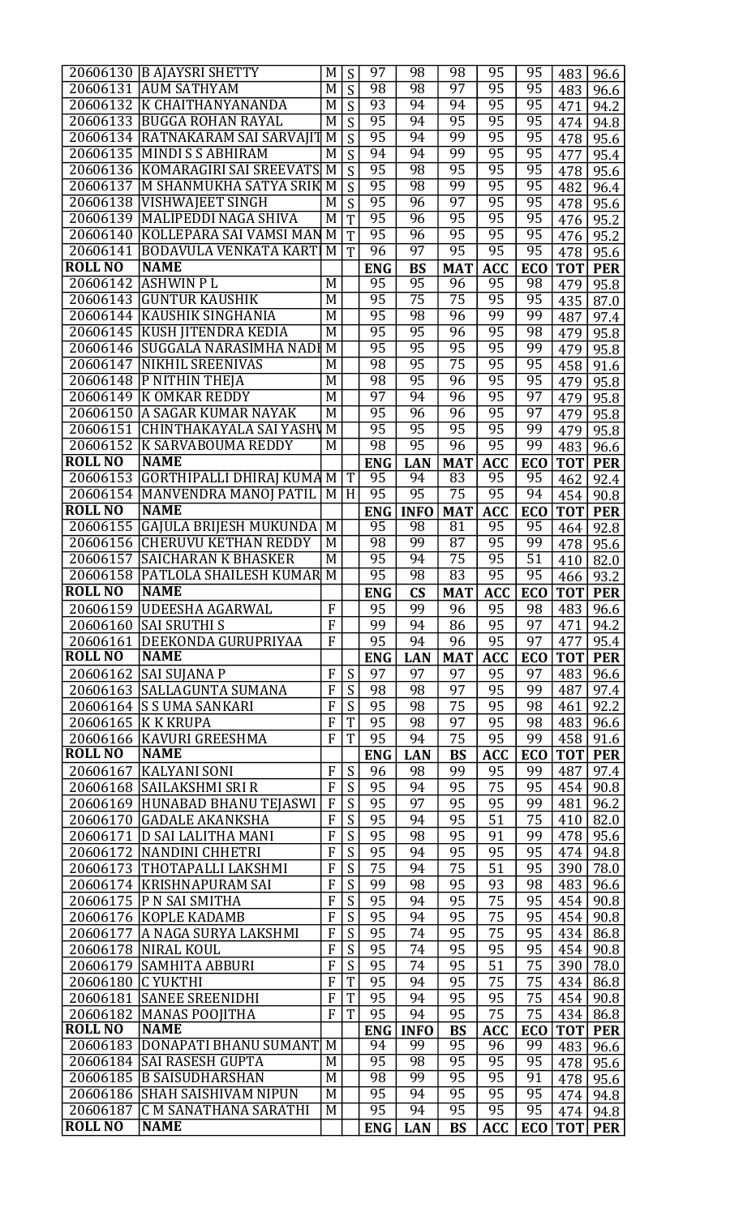| ROLL NO | NAME | | | | | | | | | |
|---|---|---|---|---|---|---|---|---|---|---|
| 20606130 | B AJAYSRI SHETTY | M | S | 97 | 98 | 98 | 95 | 95 | 483 | 96.6 |
| 20606131 | AUM SATHYAM | M | S | 98 | 98 | 97 | 95 | 95 | 483 | 96.6 |
| 20606132 | K CHAITHANYANANDA | M | S | 93 | 94 | 94 | 95 | 95 | 471 | 94.2 |
| 20606133 | BUGGA ROHAN RAYAL | M | S | 95 | 94 | 95 | 95 | 95 | 474 | 94.8 |
| 20606134 | RATNAKARAM SAI SARVAJIT | M | S | 95 | 94 | 99 | 95 | 95 | 478 | 95.6 |
| 20606135 | MINDI S S ABHIRAM | M | S | 94 | 94 | 99 | 95 | 95 | 477 | 95.4 |
| 20606136 | KOMARAGIRI SAI SREEVATS | M | S | 95 | 98 | 95 | 95 | 95 | 478 | 95.6 |
| 20606137 | M SHANMUKHA SATYA SRIK | M | S | 95 | 98 | 99 | 95 | 95 | 482 | 96.4 |
| 20606138 | VISHWAJEET SINGH | M | S | 95 | 96 | 97 | 95 | 95 | 478 | 95.6 |
| 20606139 | MALIPEDDI NAGA SHIVA | M | T | 95 | 96 | 95 | 95 | 95 | 476 | 95.2 |
| 20606140 | KOLLEPARA SAI VAMSI MAN | M | T | 95 | 96 | 95 | 95 | 95 | 476 | 95.2 |
| 20606141 | BODAVULA VENKATA KARTI | M | T | 96 | 97 | 95 | 95 | 95 | 478 | 95.6 |
| **ROLL NO** | **NAME** | | | **ENG** | **BS** | **MAT** | **ACC** | **ECO** | **TOT** | **PER** |
| 20606142 | ASHWIN P L | M | | 95 | 95 | 96 | 95 | 98 | 479 | 95.8 |
| 20606143 | GUNTUR KAUSHIK | M | | 95 | 75 | 75 | 95 | 95 | 435 | 87.0 |
| 20606144 | KAUSHIK SINGHANIA | M | | 95 | 98 | 96 | 99 | 99 | 487 | 97.4 |
| 20606145 | KUSH JITENDRA KEDIA | M | | 95 | 95 | 96 | 95 | 98 | 479 | 95.8 |
| 20606146 | SUGGALA NARASIMHA NADI | M | | 95 | 95 | 95 | 95 | 99 | 479 | 95.8 |
| 20606147 | NIKHIL SREENIVAS | M | | 98 | 95 | 75 | 95 | 95 | 458 | 91.6 |
| 20606148 | P NITHIN THEJA | M | | 98 | 95 | 96 | 95 | 95 | 479 | 95.8 |
| 20606149 | K OMKAR REDDY | M | | 97 | 94 | 96 | 95 | 97 | 479 | 95.8 |
| 20606150 | A SAGAR KUMAR NAYAK | M | | 95 | 96 | 96 | 95 | 97 | 479 | 95.8 |
| 20606151 | CHINTHAKAYALA SAI YASHV | M | | 95 | 95 | 95 | 95 | 99 | 479 | 95.8 |
| 20606152 | K SARVABOUMA REDDY | M | | 98 | 95 | 96 | 95 | 99 | 483 | 96.6 |
| **ROLL NO** | **NAME** | | | **ENG** | **LAN** | **MAT** | **ACC** | **ECO** | **TOT** | **PER** |
| 20606153 | GORTHIPALLI DHIRAJ KUMA | M | T | 95 | 94 | 83 | 95 | 95 | 462 | 92.4 |
| 20606154 | MANVENDRA MANOJ PATIL | M | H | 95 | 95 | 75 | 95 | 94 | 454 | 90.8 |
| **ROLL NO** | **NAME** | | | **ENG** | **INFO** | **MAT** | **ACC** | **ECO** | **TOT** | **PER** |
| 20606155 | GAJULA BRIJESH MUKUNDA | M | | 95 | 98 | 81 | 95 | 95 | 464 | 92.8 |
| 20606156 | CHERUVU KETHAN REDDY | M | | 98 | 99 | 87 | 95 | 99 | 478 | 95.6 |
| 20606157 | SAICHARAN K BHASKER | M | | 95 | 94 | 75 | 95 | 51 | 410 | 82.0 |
| 20606158 | PATLOLA SHAILESH KUMAR | M | | 95 | 98 | 83 | 95 | 95 | 466 | 93.2 |
| **ROLL NO** | **NAME** | | | **ENG** | **CS** | **MAT** | **ACC** | **ECO** | **TOT** | **PER** |
| 20606159 | UDEESHA AGARWAL | F | | 95 | 99 | 96 | 95 | 98 | 483 | 96.6 |
| 20606160 | SAI SRUTHI S | F | | 99 | 94 | 86 | 95 | 97 | 471 | 94.2 |
| 20606161 | DEEKONDA GURUPRIYAA | F | | 95 | 94 | 96 | 95 | 97 | 477 | 95.4 |
| **ROLL NO** | **NAME** | | | **ENG** | **LAN** | **MAT** | **ACC** | **ECO** | **TOT** | **PER** |
| 20606162 | SAI SUJANA P | F | S | 97 | 97 | 97 | 95 | 97 | 483 | 96.6 |
| 20606163 | SALLAGUNTA SUMANA | F | S | 98 | 98 | 97 | 95 | 99 | 487 | 97.4 |
| 20606164 | S S UMA SANKARI | F | S | 95 | 98 | 75 | 95 | 98 | 461 | 92.2 |
| 20606165 | K K KRUPA | F | T | 95 | 98 | 97 | 95 | 98 | 483 | 96.6 |
| 20606166 | KAVURI GREESHMA | F | T | 95 | 94 | 75 | 95 | 99 | 458 | 91.6 |
| **ROLL NO** | **NAME** | | | **ENG** | **LAN** | **BS** | **ACC** | **ECO** | **TOT** | **PER** |
| 20606167 | KALYANI SONI | F | S | 96 | 98 | 99 | 95 | 99 | 487 | 97.4 |
| 20606168 | SAILAKSHMI SRI R | F | S | 95 | 94 | 95 | 75 | 95 | 454 | 90.8 |
| 20606169 | HUNABAD BHANU TEJASWI | F | S | 95 | 97 | 95 | 95 | 99 | 481 | 96.2 |
| 20606170 | GADALE AKANKSHA | F | S | 95 | 94 | 95 | 51 | 75 | 410 | 82.0 |
| 20606171 | D SAI LALITHA MANI | F | S | 95 | 98 | 95 | 91 | 99 | 478 | 95.6 |
| 20606172 | NANDINI CHHETRI | F | S | 95 | 94 | 95 | 95 | 95 | 474 | 94.8 |
| 20606173 | THOTAPALLI LAKSHMI | F | S | 75 | 94 | 75 | 51 | 95 | 390 | 78.0 |
| 20606174 | KRISHNAPURAM SAI | F | S | 99 | 98 | 95 | 93 | 98 | 483 | 96.6 |
| 20606175 | P N SAI SMITHA | F | S | 95 | 94 | 95 | 75 | 95 | 454 | 90.8 |
| 20606176 | KOPLE KADAMB | F | S | 95 | 94 | 95 | 75 | 95 | 454 | 90.8 |
| 20606177 | A NAGA SURYA LAKSHMI | F | S | 95 | 74 | 95 | 75 | 95 | 434 | 86.8 |
| 20606178 | NIRAL KOUL | F | S | 95 | 74 | 95 | 95 | 95 | 454 | 90.8 |
| 20606179 | SAMHITA ABBURI | F | S | 95 | 74 | 95 | 51 | 75 | 390 | 78.0 |
| 20606180 | C YUKTHI | F | T | 95 | 94 | 95 | 75 | 75 | 434 | 86.8 |
| 20606181 | SANEE SREENIDHI | F | T | 95 | 94 | 95 | 95 | 75 | 454 | 90.8 |
| 20606182 | MANAS POOJITHA | F | T | 95 | 94 | 95 | 75 | 75 | 434 | 86.8 |
| **ROLL NO** | **NAME** | | | **ENG** | **INFO** | **BS** | **ACC** | **ECO** | **TOT** | **PER** |
| 20606183 | DONAPATI BHANU SUMANT | M | | 94 | 99 | 95 | 96 | 99 | 483 | 96.6 |
| 20606184 | SAI RASESH GUPTA | M | | 95 | 98 | 95 | 95 | 95 | 478 | 95.6 |
| 20606185 | B SAISUDHARSHAN | M | | 98 | 99 | 95 | 95 | 91 | 478 | 95.6 |
| 20606186 | SHAH SAISHIVAM NIPUN | M | | 95 | 94 | 95 | 95 | 95 | 474 | 94.8 |
| 20606187 | C M SANATHANA SARATHI | M | | 95 | 94 | 95 | 95 | 95 | 474 | 94.8 |
| **ROLL NO** | **NAME** | | | **ENG** | **LAN** | **BS** | **ACC** | **ECO** | **TOT** | **PER** |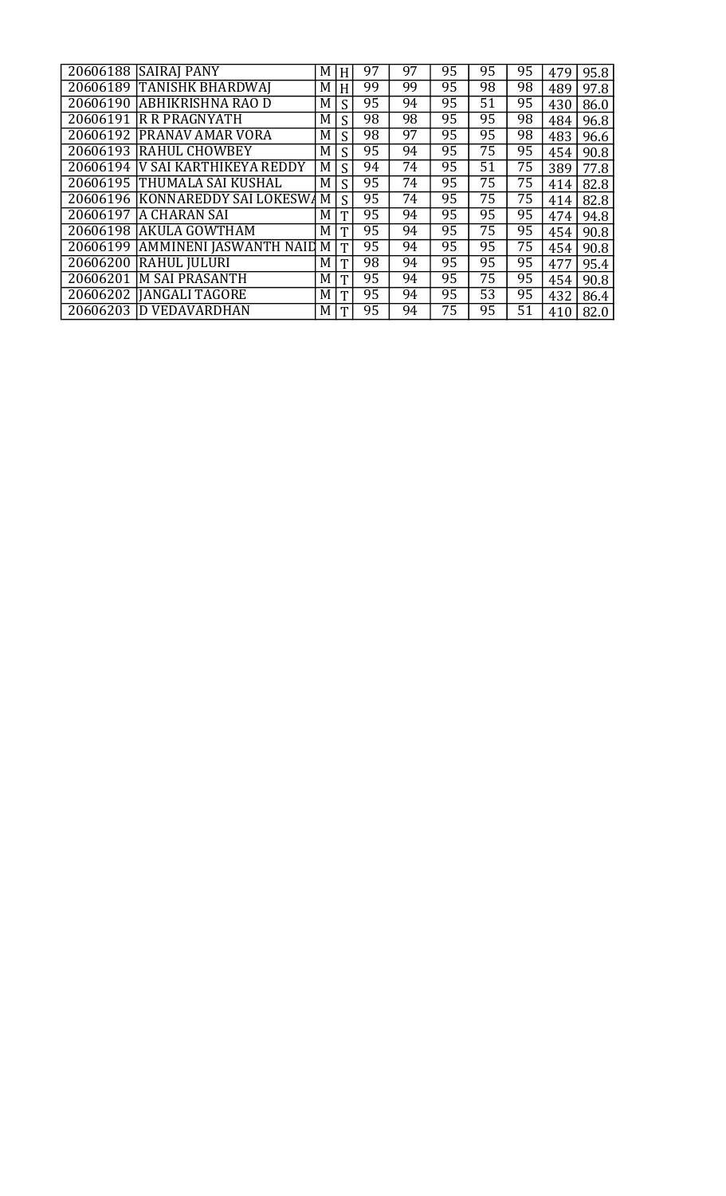| | | | | | | | | | | |
|---|---|---|---|---|---|---|---|---|---|---|
| 20606188 | SAIRAJ PANY | M | H | 97 | 97 | 95 | 95 | 95 | 479 | 95.8 |
| 20606189 | TANISHK BHARDWAJ | M | H | 99 | 99 | 95 | 98 | 98 | 489 | 97.8 |
| 20606190 | ABHIKRISHNA RAO D | M | S | 95 | 94 | 95 | 51 | 95 | 430 | 86.0 |
| 20606191 | R R PRAGNYATH | M | S | 98 | 98 | 95 | 95 | 98 | 484 | 96.8 |
| 20606192 | PRANAV AMAR VORA | M | S | 98 | 97 | 95 | 95 | 98 | 483 | 96.6 |
| 20606193 | RAHUL CHOWBEY | M | S | 95 | 94 | 95 | 75 | 95 | 454 | 90.8 |
| 20606194 | V SAI KARTHIKEYA REDDY | M | S | 94 | 74 | 95 | 51 | 75 | 389 | 77.8 |
| 20606195 | THUMALA SAI KUSHAL | M | S | 95 | 74 | 95 | 75 | 75 | 414 | 82.8 |
| 20606196 | KONNAREDDY SAI LOKESWA | M | S | 95 | 74 | 95 | 75 | 75 | 414 | 82.8 |
| 20606197 | A CHARAN SAI | M | T | 95 | 94 | 95 | 95 | 95 | 474 | 94.8 |
| 20606198 | AKULA GOWTHAM | M | T | 95 | 94 | 95 | 75 | 95 | 454 | 90.8 |
| 20606199 | AMMINENI JASWANTH NAID | M | T | 95 | 94 | 95 | 95 | 75 | 454 | 90.8 |
| 20606200 | RAHUL JULURI | M | T | 98 | 94 | 95 | 95 | 95 | 477 | 95.4 |
| 20606201 | M SAI PRASANTH | M | T | 95 | 94 | 95 | 75 | 95 | 454 | 90.8 |
| 20606202 | JANGALI TAGORE | M | T | 95 | 94 | 95 | 53 | 95 | 432 | 86.4 |
| 20606203 | D VEDAVARDHAN | M | T | 95 | 94 | 75 | 95 | 51 | 410 | 82.0 |